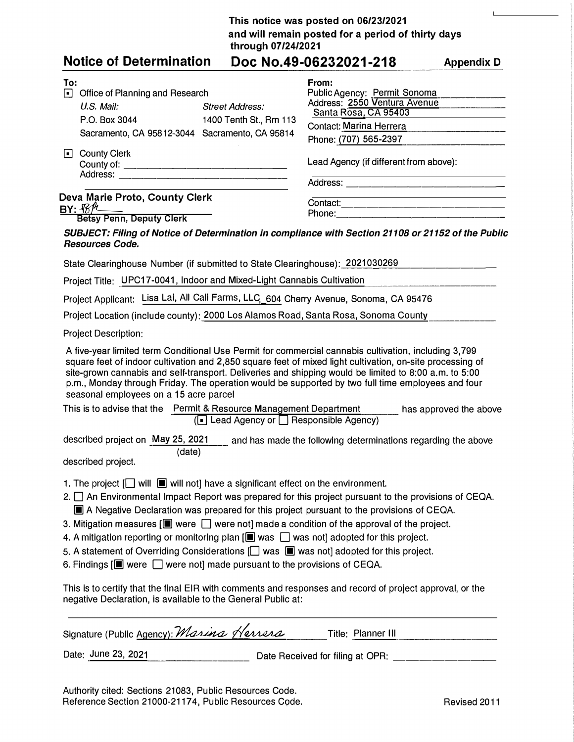**This notice was posted on 06/23/2021**
**and will remain posted for a period of thirty days**
**through 07/24/2021**

# Notice of Determination   Doc No.49-06232021-218   Appendix D

**To:**

[■] Office of Planning and Research

| *U.S. Mail:* | *Street Address:* |
|---|---|
| P.O. Box 3044 | 1400 Tenth St., Rm 113 |
| Sacramento, CA 95812-3044 | Sacramento, CA 95814 |

[■] County Clerk
County of: ______________________
Address: ______________________

**Deva Marie Proto, County Clerk**
**BY:** BP
**Betsy Penn, Deputy Clerk**

**From:**
Public Agency: Permit Sonoma
Address: 2550 Ventura Avenue
Santa Rosa, CA 95403
Contact: Marina Herrera
Phone: (707) 565-2397

Lead Agency (if different from above):

Address: ______________________

Contact: ______________________
Phone: ______________________

***SUBJECT: Filing of Notice of Determination in compliance with Section 21108 or 21152 of the Public Resources Code.***

State Clearinghouse Number (if submitted to State Clearinghouse): 2021030269

Project Title: UPC17-0041, Indoor and Mixed-Light Cannabis Cultivation

Project Applicant: Lisa Lai, All Cali Farms, LLC, 604 Cherry Avenue, Sonoma, CA 95476

Project Location (include county): 2000 Los Alamos Road, Santa Rosa, Sonoma County

Project Description:

A five-year limited term Conditional Use Permit for commercial cannabis cultivation, including 3,799 square feet of indoor cultivation and 2,850 square feet of mixed light cultivation, on-site processing of site-grown cannabis and self-transport. Deliveries and shipping would be limited to 8:00 a.m. to 5:00 p.m., Monday through Friday. The operation would be supported by two full time employees and four seasonal employees on a 15 acre parcel

This is to advise that the Permit & Resource Management Department has approved the above ([■] Lead Agency or [ ] Responsible Agency)

described project on May 25, 2021 (date) and has made the following determinations regarding the above described project.

1. The project [ ] will [■] will not] have a significant effect on the environment.
2. [ ] An Environmental Impact Report was prepared for this project pursuant to the provisions of CEQA.
   [■] A Negative Declaration was prepared for this project pursuant to the provisions of CEQA.
3. Mitigation measures [■] were [ ] were not] made a condition of the approval of the project.
4. A mitigation reporting or monitoring plan [■] was [ ] was not] adopted for this project.
5. A statement of Overriding Considerations [ ] was [■] was not] adopted for this project.
6. Findings [■] were [ ] were not] made pursuant to the provisions of CEQA.

This is to certify that the final EIR with comments and responses and record of project approval, or the negative Declaration, is available to the General Public at:

______________________________________________

Signature (Public Agency): Marina Herrera   Title: Planner III

Date: June 23, 2021   Date Received for filing at OPR: ______________

Authority cited: Sections 21083, Public Resources Code.
Reference Section 21000-21174, Public Resources Code.   Revised 2011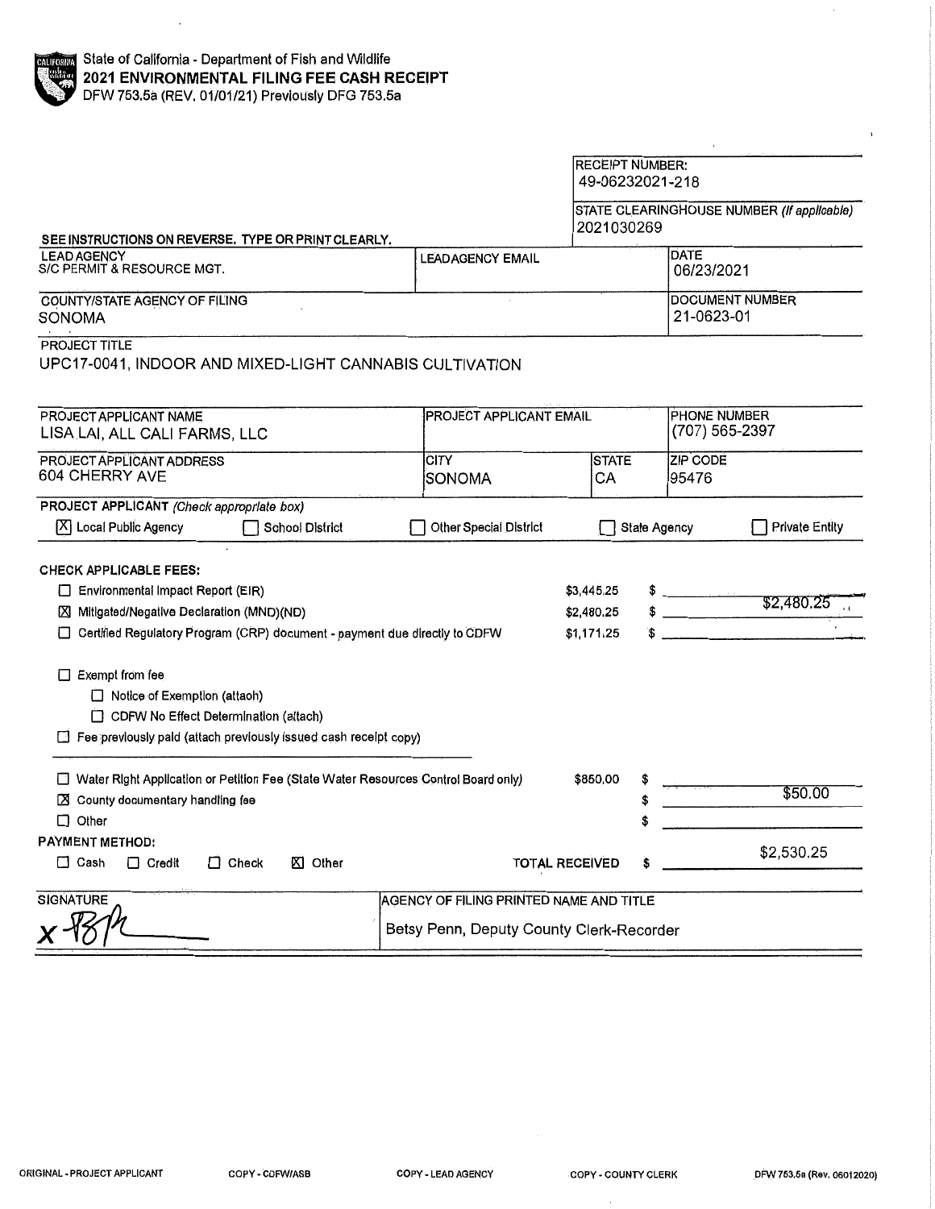State of California - Department of Fish and Wildlife
**2021 ENVIRONMENTAL FILING FEE CASH RECEIPT**
DFW 753.5a (REV. 01/01/21) Previously DFG 753.5a

RECEIPT NUMBER:
49-06232021-218

STATE CLEARINGHOUSE NUMBER (If applicable)
2021030269

SEE INSTRUCTIONS ON REVERSE. TYPE OR PRINT CLEARLY.

| LEAD AGENCY | LEAD AGENCY EMAIL | DATE |
|---|---|---|
| S/C PERMIT & RESOURCE MGT. | | 06/23/2021 |

| COUNTY/STATE AGENCY OF FILING | DOCUMENT NUMBER |
|---|---|
| SONOMA | 21-0623-01 |

PROJECT TITLE
UPC17-0041, INDOOR AND MIXED-LIGHT CANNABIS CULTIVATION

| PROJECT APPLICANT NAME | PROJECT APPLICANT EMAIL | | PHONE NUMBER |
|---|---|---|---|
| LISA LAI, ALL CALI FARMS, LLC | | | (707) 565-2397 |
| **PROJECT APPLICANT ADDRESS** | **CITY** | **STATE** | **ZIP CODE** |
| 604 CHERRY AVE | SONOMA | CA | 95476 |

**PROJECT APPLICANT** *(Check appropriate box)*
[X] Local Public Agency  [ ] School District  [ ] Other Special District  [ ] State Agency  [ ] Private Entity

**CHECK APPLICABLE FEES:**

| | | |
|---|---|---|
| [ ] Environmental Impact Report (EIR) | $3,445.25 | $ |
| [X] Mitigated/Negative Declaration (MND)(ND) | $2,480.25 | $ $2,480.25 |
| [ ] Certified Regulatory Program (CRP) document - payment due directly to CDFW | $1,171.25 | $ |

[ ] Exempt from fee
  [ ] Notice of Exemption (attach)
  [ ] CDFW No Effect Determination (attach)
[ ] Fee previously paid (attach previously issued cash receipt copy)

| | | |
|---|---|---|
| [ ] Water Right Application or Petition Fee (State Water Resources Control Board only) | $850.00 | $ |
| [X] County documentary handling fee | | $ $50.00 |
| [ ] Other | | $ |

**PAYMENT METHOD:**
[ ] Cash  [ ] Credit  [ ] Check  [X] Other

TOTAL RECEIVED $ $2,530.25

| SIGNATURE | AGENCY OF FILING PRINTED NAME AND TITLE |
|---|---|
| x [signature] | Betsy Penn, Deputy County Clerk-Recorder |

ORIGINAL - PROJECT APPLICANT    COPY - CDFW/ASB    COPY - LEAD AGENCY    COPY - COUNTY CLERK    DFW 753.5a (Rev. 06012020)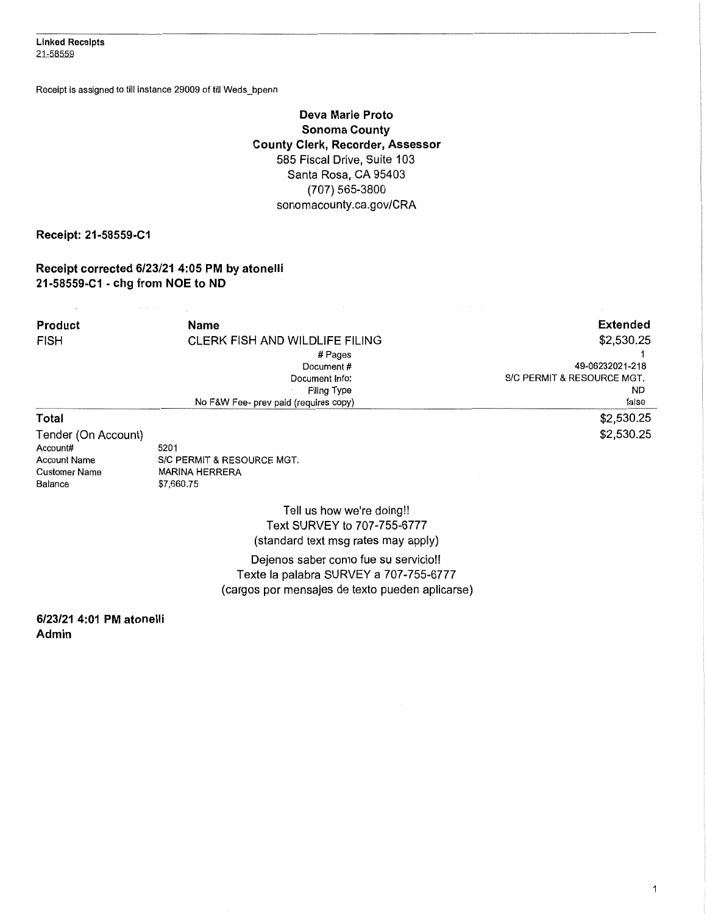**Linked Receipts**
21-58559

Receipt is assigned to till instance 29009 of till Weds_bpenn

**Deva Marie Proto**
**Sonoma County**
**County Clerk, Recorder, Assessor**
585 Fiscal Drive, Suite 103
Santa Rosa, CA 95403
(707) 565-3800
sonomacounty.ca.gov/CRA

**Receipt: 21-58559-C1**

**Receipt corrected 6/23/21 4:05 PM by atonelli**
**21-58559-C1 - chg from NOE to ND**

| Product | Name | Extended |
|---|---|---|
| FISH | CLERK FISH AND WILDLIFE FILING | $2,530.25 |
| | # Pages | 1 |
| | Document # | 49-06232021-218 |
| | Document Info: | S/C PERMIT & RESOURCE MGT. |
| | Filing Type | ND |
| | No F&W Fee- prev paid (requires copy) | false |
| **Total** | | $2,530.25 |
| Tender (On Account) | | $2,530.25 |
| Account# | 5201 | |
| Account Name | S/C PERMIT & RESOURCE MGT. | |
| Customer Name | MARINA HERRERA | |
| Balance | $7,660.75 | |

Tell us how we're doing!!
Text SURVEY to 707-755-6777
(standard text msg rates may apply)

Dejenos saber como fue su servicio!!
Texte la palabra SURVEY a 707-755-6777
(cargos por mensajes de texto pueden aplicarse)

**6/23/21 4:01 PM atonelli**
**Admin**